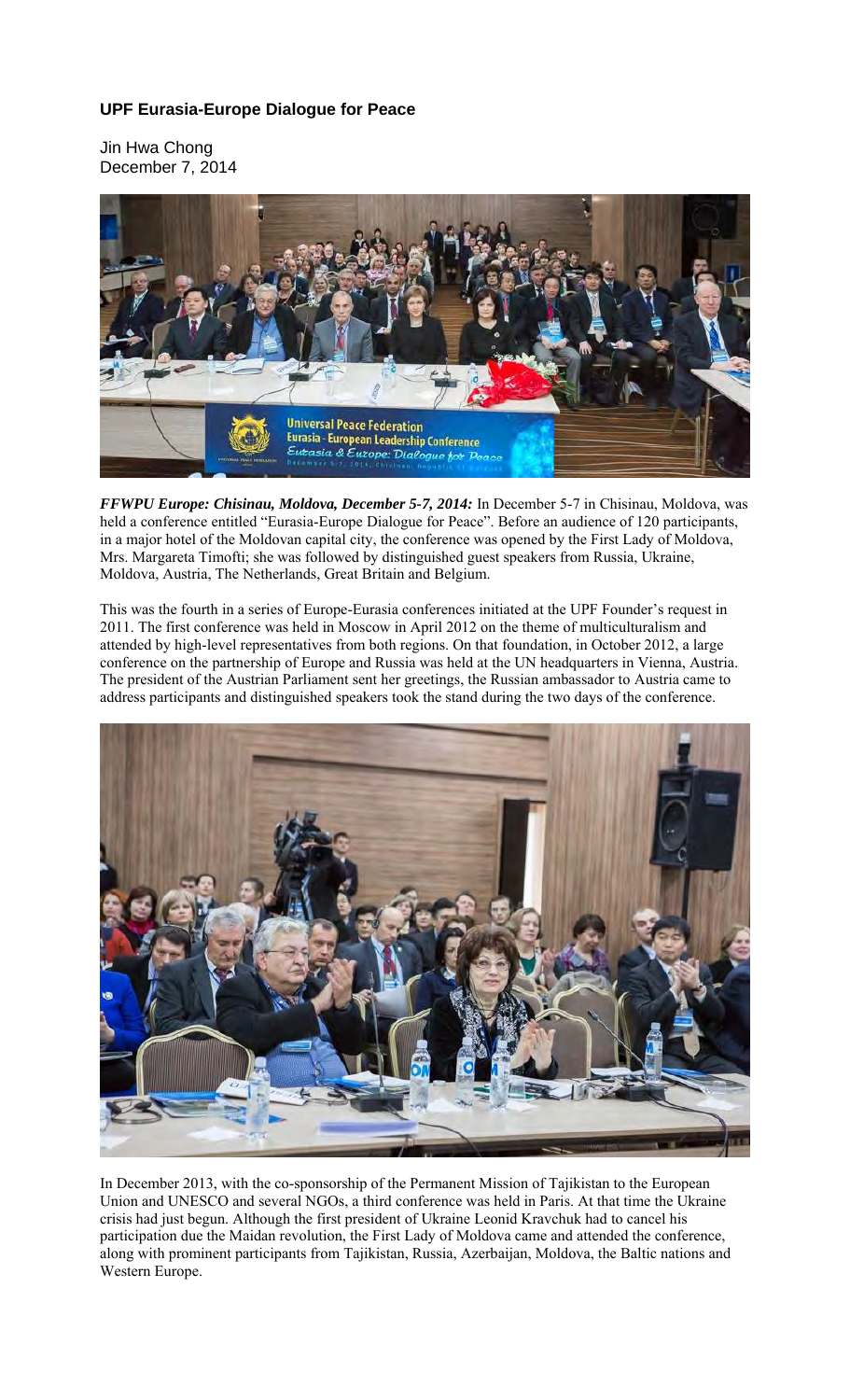## UPF Eurasia-Europe Dialogue for Peace

Jin Hwa Chong
December 7, 2014

***FFWPU Europe: Chisinau, Moldova, December 5-7, 2014:*** In December 5-7 in Chisinau, Moldova, was held a conference entitled "Eurasia-Europe Dialogue for Peace". Before an audience of 120 participants, in a major hotel of the Moldovan capital city, the conference was opened by the First Lady of Moldova, Mrs. Margareta Timofti; she was followed by distinguished guest speakers from Russia, Ukraine, Moldova, Austria, The Netherlands, Great Britain and Belgium.

This was the fourth in a series of Europe-Eurasia conferences initiated at the UPF Founder's request in 2011. The first conference was held in Moscow in April 2012 on the theme of multiculturalism and attended by high-level representatives from both regions. On that foundation, in October 2012, a large conference on the partnership of Europe and Russia was held at the UN headquarters in Vienna, Austria. The president of the Austrian Parliament sent her greetings, the Russian ambassador to Austria came to address participants and distinguished speakers took the stand during the two days of the conference.

In December 2013, with the co-sponsorship of the Permanent Mission of Tajikistan to the European Union and UNESCO and several NGOs, a third conference was held in Paris. At that time the Ukraine crisis had just begun. Although the first president of Ukraine Leonid Kravchuk had to cancel his participation due the Maidan revolution, the First Lady of Moldova came and attended the conference, along with prominent participants from Tajikistan, Russia, Azerbaijan, Moldova, the Baltic nations and Western Europe.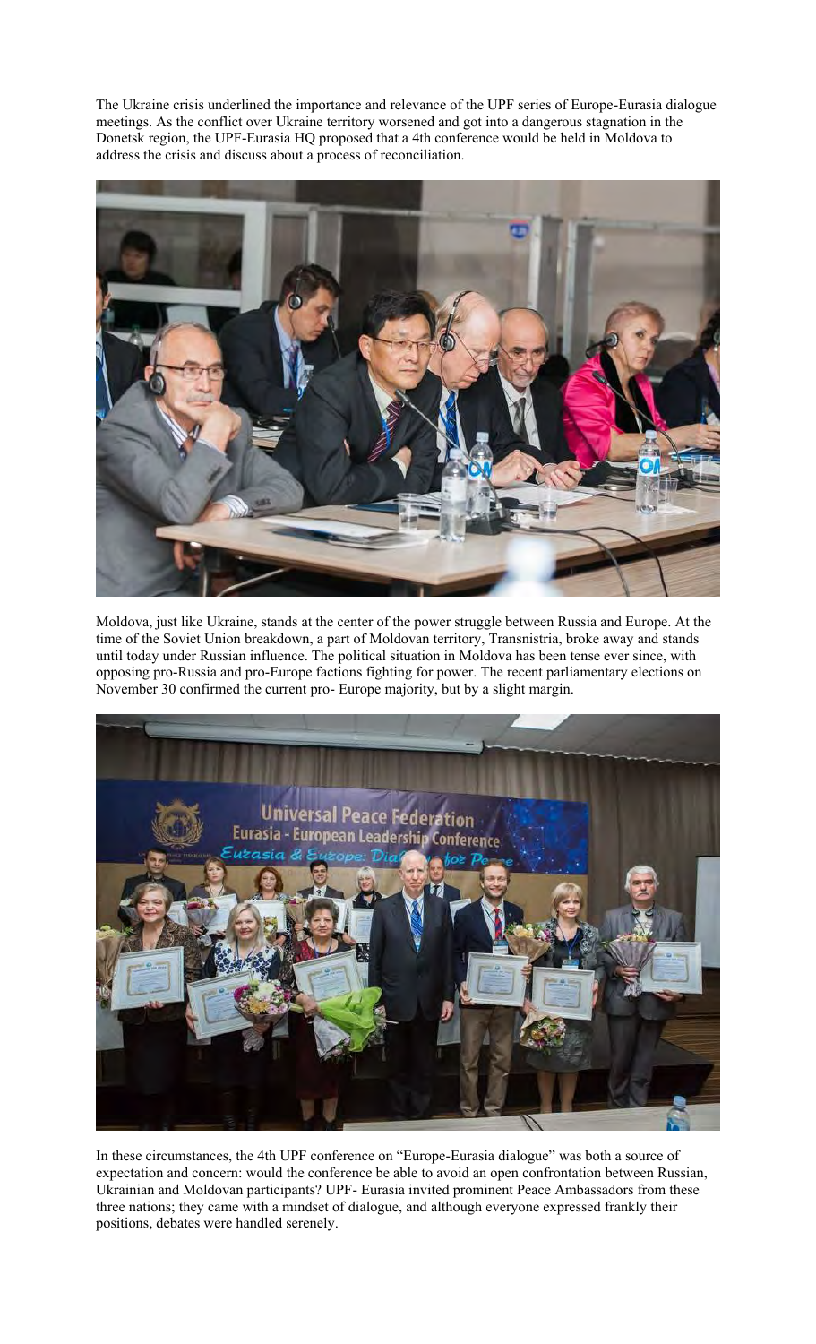The Ukraine crisis underlined the importance and relevance of the UPF series of Europe-Eurasia dialogue meetings. As the conflict over Ukraine territory worsened and got into a dangerous stagnation in the Donetsk region, the UPF-Eurasia HQ proposed that a 4th conference would be held in Moldova to address the crisis and discuss about a process of reconciliation.

Moldova, just like Ukraine, stands at the center of the power struggle between Russia and Europe. At the time of the Soviet Union breakdown, a part of Moldovan territory, Transnistria, broke away and stands until today under Russian influence. The political situation in Moldova has been tense ever since, with opposing pro-Russia and pro-Europe factions fighting for power. The recent parliamentary elections on November 30 confirmed the current pro- Europe majority, but by a slight margin.

In these circumstances, the 4th UPF conference on "Europe-Eurasia dialogue" was both a source of expectation and concern: would the conference be able to avoid an open confrontation between Russian, Ukrainian and Moldovan participants? UPF- Eurasia invited prominent Peace Ambassadors from these three nations; they came with a mindset of dialogue, and although everyone expressed frankly their positions, debates were handled serenely.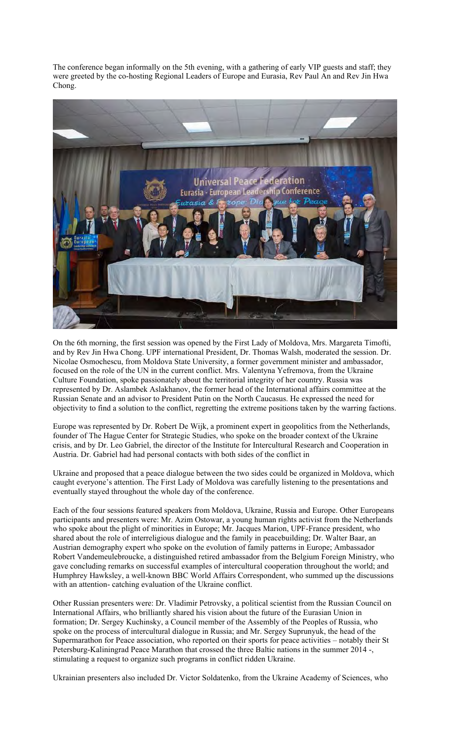The conference began informally on the 5th evening, with a gathering of early VIP guests and staff; they were greeted by the co-hosting Regional Leaders of Europe and Eurasia, Rev Paul An and Rev Jin Hwa Chong.

On the 6th morning, the first session was opened by the First Lady of Moldova, Mrs. Margareta Timofti, and by Rev Jin Hwa Chong. UPF international President, Dr. Thomas Walsh, moderated the session. Dr. Nicolae Osmochescu, from Moldova State University, a former government minister and ambassador, focused on the role of the UN in the current conflict. Mrs. Valentyna Yefremova, from the Ukraine Culture Foundation, spoke passionately about the territorial integrity of her country. Russia was represented by Dr. Aslambek Aslakhanov, the former head of the International affairs committee at the Russian Senate and an advisor to President Putin on the North Caucasus. He expressed the need for objectivity to find a solution to the conflict, regretting the extreme positions taken by the warring factions.

Europe was represented by Dr. Robert De Wijk, a prominent expert in geopolitics from the Netherlands, founder of The Hague Center for Strategic Studies, who spoke on the broader context of the Ukraine crisis, and by Dr. Leo Gabriel, the director of the Institute for Intercultural Research and Cooperation in Austria. Dr. Gabriel had had personal contacts with both sides of the conflict in Ukraine and proposed that a peace dialogue between the two sides could be organized in Moldova, which caught everyone's attention. The First Lady of Moldova was carefully listening to the presentations and eventually stayed throughout the whole day of the conference.

Each of the four sessions featured speakers from Moldova, Ukraine, Russia and Europe. Other Europeans participants and presenters were: Mr. Azim Ostowar, a young human rights activist from the Netherlands who spoke about the plight of minorities in Europe; Mr. Jacques Marion, UPF-France president, who shared about the role of interreligious dialogue and the family in peacebuilding; Dr. Walter Baar, an Austrian demography expert who spoke on the evolution of family patterns in Europe; Ambassador Robert Vandemeulebroucke, a distinguished retired ambassador from the Belgium Foreign Ministry, who gave concluding remarks on successful examples of intercultural cooperation throughout the world; and Humphrey Hawksley, a well-known BBC World Affairs Correspondent, who summed up the discussions with an attention- catching evaluation of the Ukraine conflict.

Other Russian presenters were: Dr. Vladimir Petrovsky, a political scientist from the Russian Council on International Affairs, who brilliantly shared his vision about the future of the Eurasian Union in formation; Dr. Sergey Kuchinsky, a Council member of the Assembly of the Peoples of Russia, who spoke on the process of intercultural dialogue in Russia; and Mr. Sergey Suprunyuk, the head of the Supermarathon for Peace association, who reported on their sports for peace activities – notably their St Petersburg-Kaliningrad Peace Marathon that crossed the three Baltic nations in the summer 2014 -, stimulating a request to organize such programs in conflict ridden Ukraine.

Ukrainian presenters also included Dr. Victor Soldatenko, from the Ukraine Academy of Sciences, who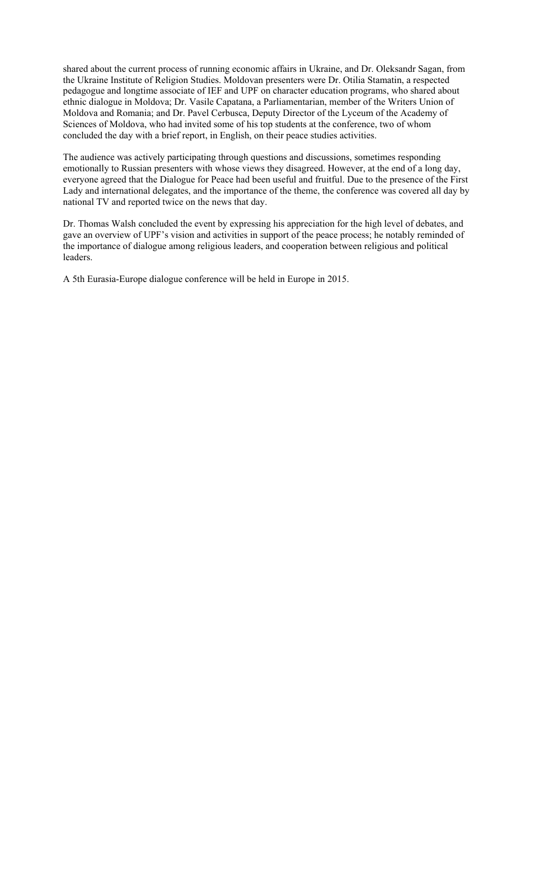shared about the current process of running economic affairs in Ukraine, and Dr. Oleksandr Sagan, from the Ukraine Institute of Religion Studies. Moldovan presenters were Dr. Otilia Stamatin, a respected pedagogue and longtime associate of IEF and UPF on character education programs, who shared about ethnic dialogue in Moldova; Dr. Vasile Capatana, a Parliamentarian, member of the Writers Union of Moldova and Romania; and Dr. Pavel Cerbusca, Deputy Director of the Lyceum of the Academy of Sciences of Moldova, who had invited some of his top students at the conference, two of whom concluded the day with a brief report, in English, on their peace studies activities.

The audience was actively participating through questions and discussions, sometimes responding emotionally to Russian presenters with whose views they disagreed. However, at the end of a long day, everyone agreed that the Dialogue for Peace had been useful and fruitful. Due to the presence of the First Lady and international delegates, and the importance of the theme, the conference was covered all day by national TV and reported twice on the news that day.

Dr. Thomas Walsh concluded the event by expressing his appreciation for the high level of debates, and gave an overview of UPF's vision and activities in support of the peace process; he notably reminded of the importance of dialogue among religious leaders, and cooperation between religious and political leaders.

A 5th Eurasia-Europe dialogue conference will be held in Europe in 2015.